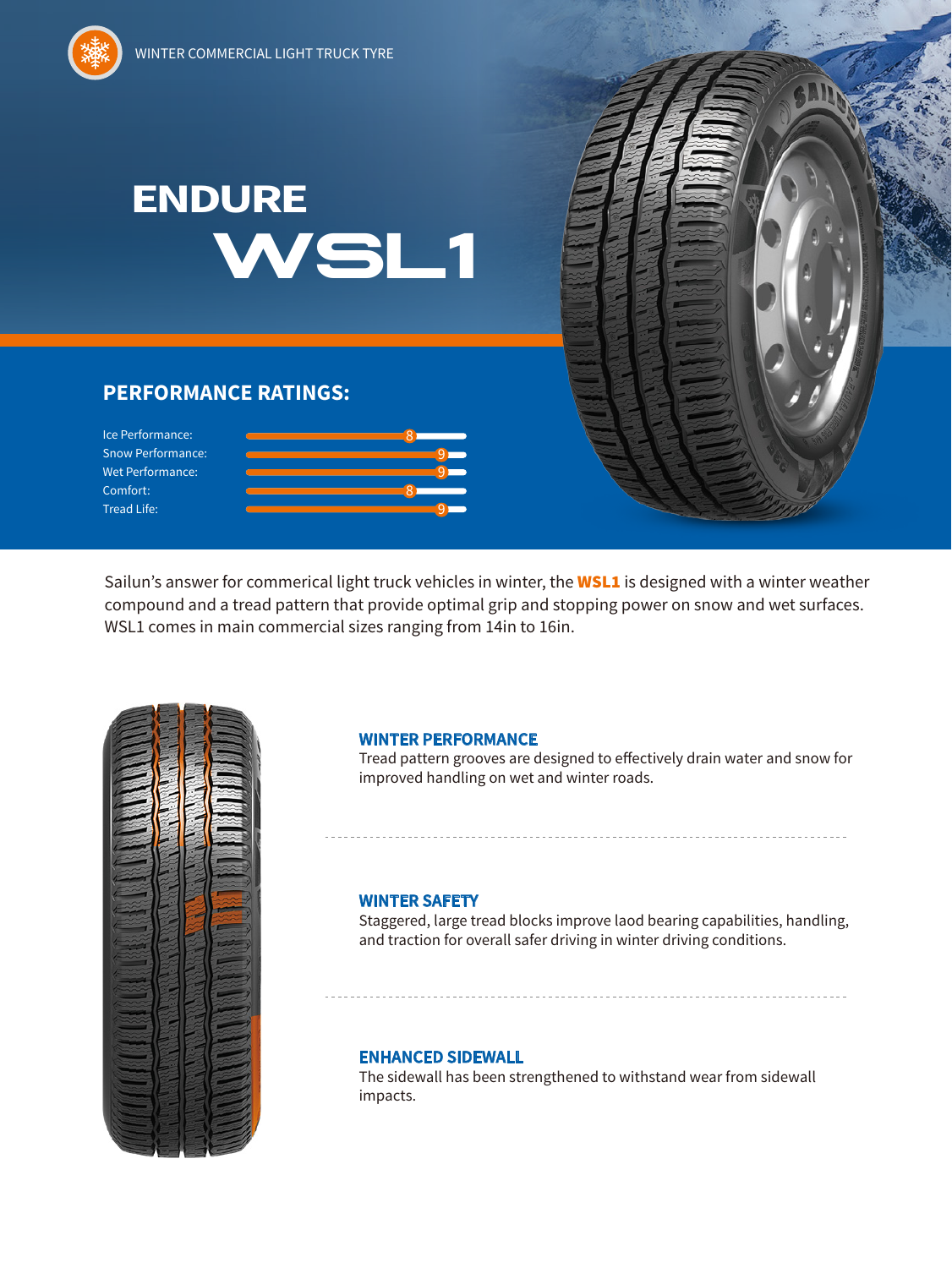WINTER COMMERCIAL LIGHT TRUCK TYRE

# ENDURE WSL1

## PERFORMANCE RATINGS:

| Rating | Score |
| --- | --- |
| Ice Performance: | 8 |
| Snow Performance: | 9 |
| Wet Performance: | 9 |
| Comfort: | 8 |
| Tread Life: | 9 |

Sailun's answer for commerical light truck vehicles in winter, the **WSL1** is designed with a winter weather compound and a tread pattern that provide optimal grip and stopping power on snow and wet surfaces. WSL1 comes in main commercial sizes ranging from 14in to 16in.

### WINTER PERFORMANCE

Tread pattern grooves are designed to effectively drain water and snow for improved handling on wet and winter roads.

### WINTER SAFETY

Staggered, large tread blocks improve laod bearing capabilities, handling, and traction for overall safer driving in winter driving conditions.

### ENHANCED SIDEWALL

The sidewall has been strengthened to withstand wear from sidewall impacts.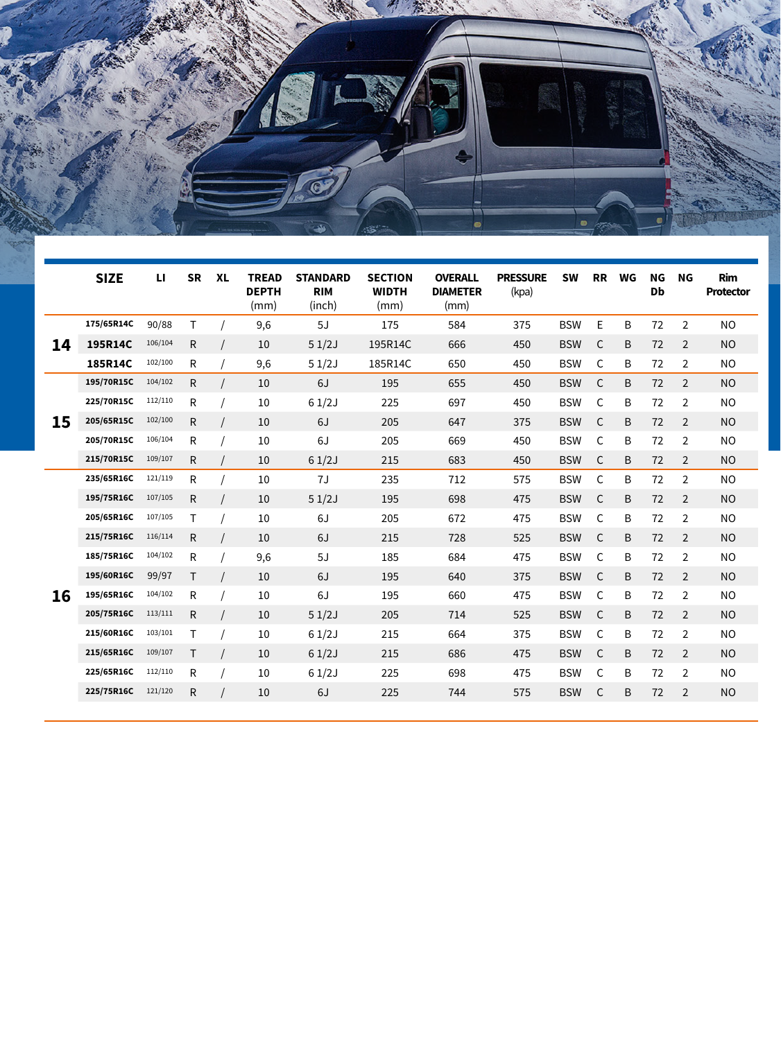| | SIZE | LI | SR | XL | TREAD DEPTH (mm) | STANDARD RIM (inch) | SECTION WIDTH (mm) | OVERALL DIAMETER (mm) | PRESSURE (kpa) | SW | RR | WG | NG Db | NG | Rim Protector |
|---|---|---|---|---|---|---|---|---|---|---|---|---|---|---|---|
| 14 | 175/65R14C | 90/88 | T | / | 9,6 | 5J | 175 | 584 | 375 | BSW | E | B | 72 | 2 | NO |
| | 195R14C | 106/104 | R | / | 10 | 5 1/2J | 195R14C | 666 | 450 | BSW | C | B | 72 | 2 | NO |
| | 185R14C | 102/100 | R | / | 9,6 | 5 1/2J | 185R14C | 650 | 450 | BSW | C | B | 72 | 2 | NO |
| 15 | 195/70R15C | 104/102 | R | / | 10 | 6J | 195 | 655 | 450 | BSW | C | B | 72 | 2 | NO |
| | 225/70R15C | 112/110 | R | / | 10 | 6 1/2J | 225 | 697 | 450 | BSW | C | B | 72 | 2 | NO |
| | 205/65R15C | 102/100 | R | / | 10 | 6J | 205 | 647 | 375 | BSW | C | B | 72 | 2 | NO |
| | 205/70R15C | 106/104 | R | / | 10 | 6J | 205 | 669 | 450 | BSW | C | B | 72 | 2 | NO |
| | 215/70R15C | 109/107 | R | / | 10 | 6 1/2J | 215 | 683 | 450 | BSW | C | B | 72 | 2 | NO |
| 16 | 235/65R16C | 121/119 | R | / | 10 | 7J | 235 | 712 | 575 | BSW | C | B | 72 | 2 | NO |
| | 195/75R16C | 107/105 | R | / | 10 | 5 1/2J | 195 | 698 | 475 | BSW | C | B | 72 | 2 | NO |
| | 205/65R16C | 107/105 | T | / | 10 | 6J | 205 | 672 | 475 | BSW | C | B | 72 | 2 | NO |
| | 215/75R16C | 116/114 | R | / | 10 | 6J | 215 | 728 | 525 | BSW | C | B | 72 | 2 | NO |
| | 185/75R16C | 104/102 | R | / | 9,6 | 5J | 185 | 684 | 475 | BSW | C | B | 72 | 2 | NO |
| | 195/60R16C | 99/97 | T | / | 10 | 6J | 195 | 640 | 375 | BSW | C | B | 72 | 2 | NO |
| | 195/65R16C | 104/102 | R | / | 10 | 6J | 195 | 660 | 475 | BSW | C | B | 72 | 2 | NO |
| | 205/75R16C | 113/111 | R | / | 10 | 5 1/2J | 205 | 714 | 525 | BSW | C | B | 72 | 2 | NO |
| | 215/60R16C | 103/101 | T | / | 10 | 6 1/2J | 215 | 664 | 375 | BSW | C | B | 72 | 2 | NO |
| | 215/65R16C | 109/107 | T | / | 10 | 6 1/2J | 215 | 686 | 475 | BSW | C | B | 72 | 2 | NO |
| | 225/65R16C | 112/110 | R | / | 10 | 6 1/2J | 225 | 698 | 475 | BSW | C | B | 72 | 2 | NO |
| | 225/75R16C | 121/120 | R | / | 10 | 6J | 225 | 744 | 575 | BSW | C | B | 72 | 2 | NO |